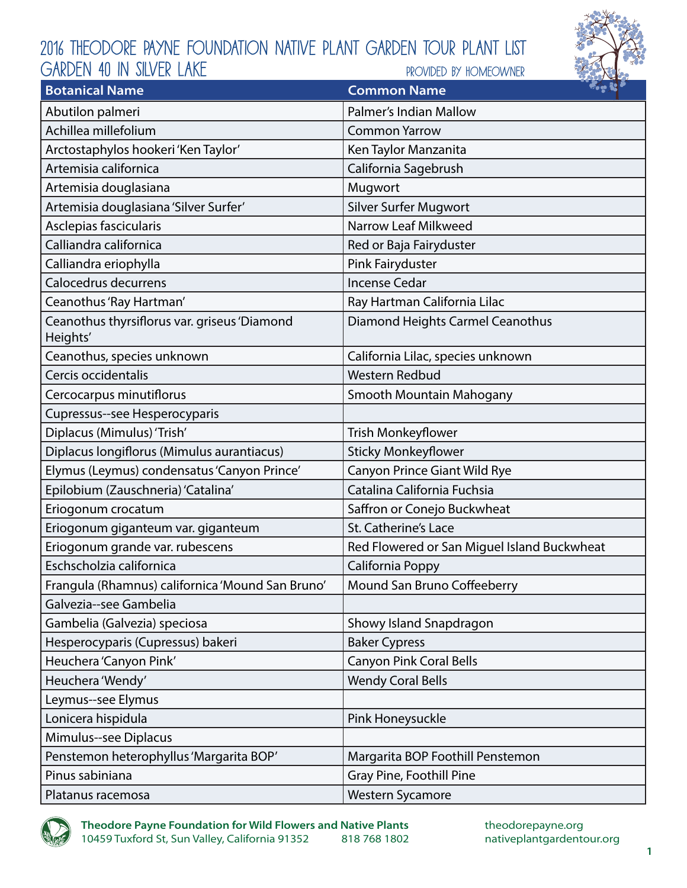# 2016 Theodore Payne Foundation Native Plant Garden Tour Plant List
## Garden 40 in Silver Lake

Provided by Homeowner

| Botanical Name | Common Name |
|---|---|
| Abutilon palmeri | Palmer's Indian Mallow |
| Achillea millefolium | Common Yarrow |
| Arctostaphylos hookeri 'Ken Taylor' | Ken Taylor Manzanita |
| Artemisia californica | California Sagebrush |
| Artemisia douglasiana | Mugwort |
| Artemisia douglasiana 'Silver Surfer' | Silver Surfer Mugwort |
| Asclepias fascicularis | Narrow Leaf Milkweed |
| Calliandra californica | Red or Baja Fairyduster |
| Calliandra eriophylla | Pink Fairyduster |
| Calocedrus decurrens | Incense Cedar |
| Ceanothus 'Ray Hartman' | Ray Hartman California Lilac |
| Ceanothus thyrsiflorus var. griseus 'Diamond Heights' | Diamond Heights Carmel Ceanothus |
| Ceanothus, species unknown | California Lilac, species unknown |
| Cercis occidentalis | Western Redbud |
| Cercocarpus minutiflorus | Smooth Mountain Mahogany |
| Cupressus--see Hesperocyparis | |
| Diplacus (Mimulus) 'Trish' | Trish Monkeyflower |
| Diplacus longiflorus (Mimulus aurantiacus) | Sticky Monkeyflower |
| Elymus (Leymus) condensatus 'Canyon Prince' | Canyon Prince Giant Wild Rye |
| Epilobium (Zauschneria) 'Catalina' | Catalina California Fuchsia |
| Eriogonum crocatum | Saffron or Conejo Buckwheat |
| Eriogonum giganteum var. giganteum | St. Catherine's Lace |
| Eriogonum grande var. rubescens | Red Flowered or San Miguel Island Buckwheat |
| Eschscholzia californica | California Poppy |
| Frangula (Rhamnus) californica 'Mound San Bruno' | Mound San Bruno Coffeeberry |
| Galvezia--see Gambelia | |
| Gambelia (Galvezia) speciosa | Showy Island Snapdragon |
| Hesperocyparis (Cupressus) bakeri | Baker Cypress |
| Heuchera 'Canyon Pink' | Canyon Pink Coral Bells |
| Heuchera 'Wendy' | Wendy Coral Bells |
| Leymus--see Elymus | |
| Lonicera hispidula | Pink Honeysuckle |
| Mimulus--see Diplacus | |
| Penstemon heterophyllus 'Margarita BOP' | Margarita BOP Foothill Penstemon |
| Pinus sabiniana | Gray Pine, Foothill Pine |
| Platanus racemosa | Western Sycamore |

**Theodore Payne Foundation for Wild Flowers and Native Plants**
10459 Tuxford St, Sun Valley, California 91352 818 768 1802
theodorepayne.org
nativeplantgardentour.org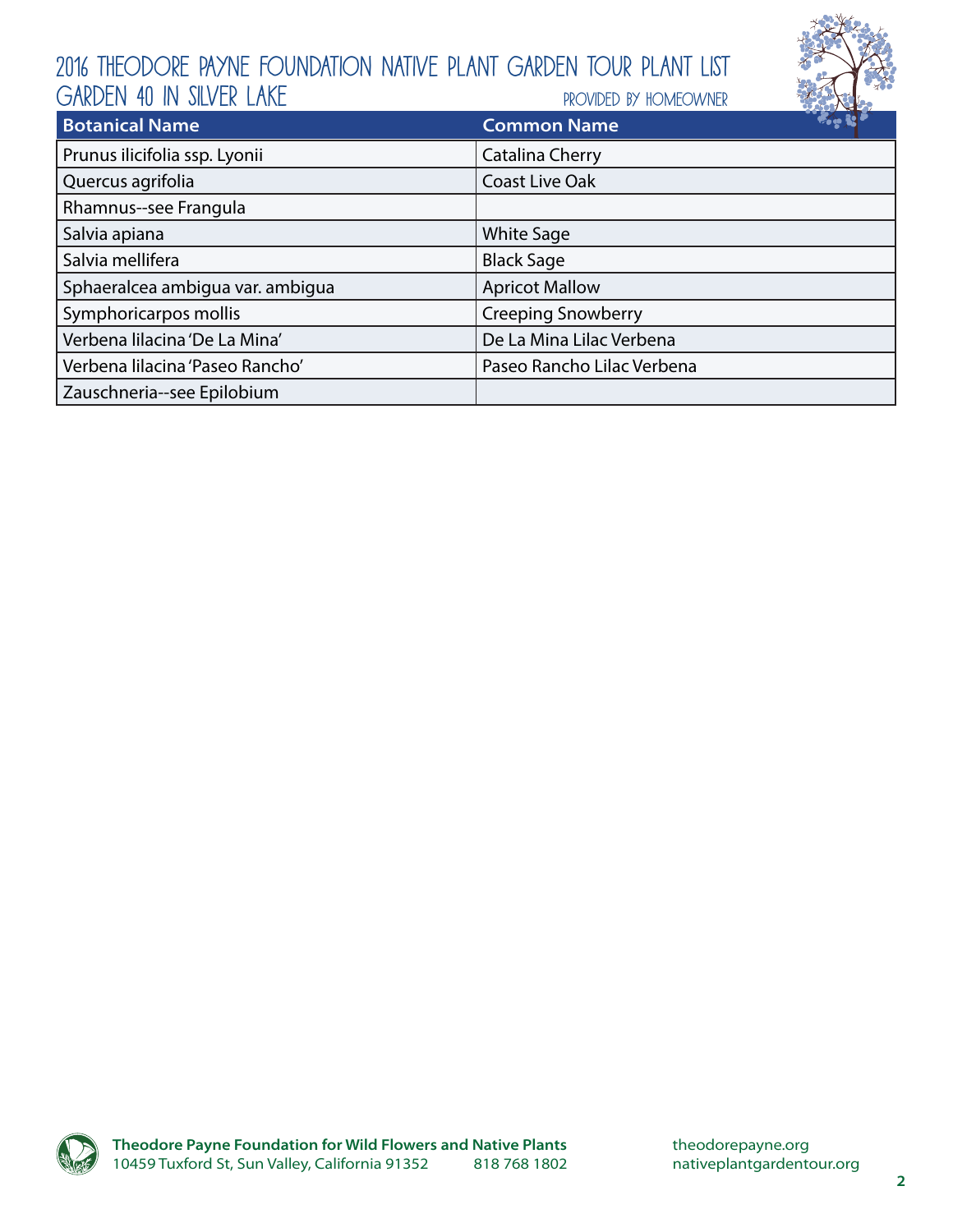# 2016 Theodore Payne Foundation Native Plant Garden Tour Plant List

## Garden 40 in Silver Lake

Provided by Homeowner

| Botanical Name | Common Name |
| --- | --- |
| Prunus ilicifolia ssp. Lyonii | Catalina Cherry |
| Quercus agrifolia | Coast Live Oak |
| Rhamnus--see Frangula | |
| Salvia apiana | White Sage |
| Salvia mellifera | Black Sage |
| Sphaeralcea ambigua var. ambigua | Apricot Mallow |
| Symphoricarpos mollis | Creeping Snowberry |
| Verbena lilacina 'De La Mina' | De La Mina Lilac Verbena |
| Verbena lilacina 'Paseo Rancho' | Paseo Rancho Lilac Verbena |
| Zauschneria--see Epilobium | |

**Theodore Payne Foundation for Wild Flowers and Native Plants**
10459 Tuxford St, Sun Valley, California 91352 818 768 1802
theodorepayne.org
nativeplantgardentour.org